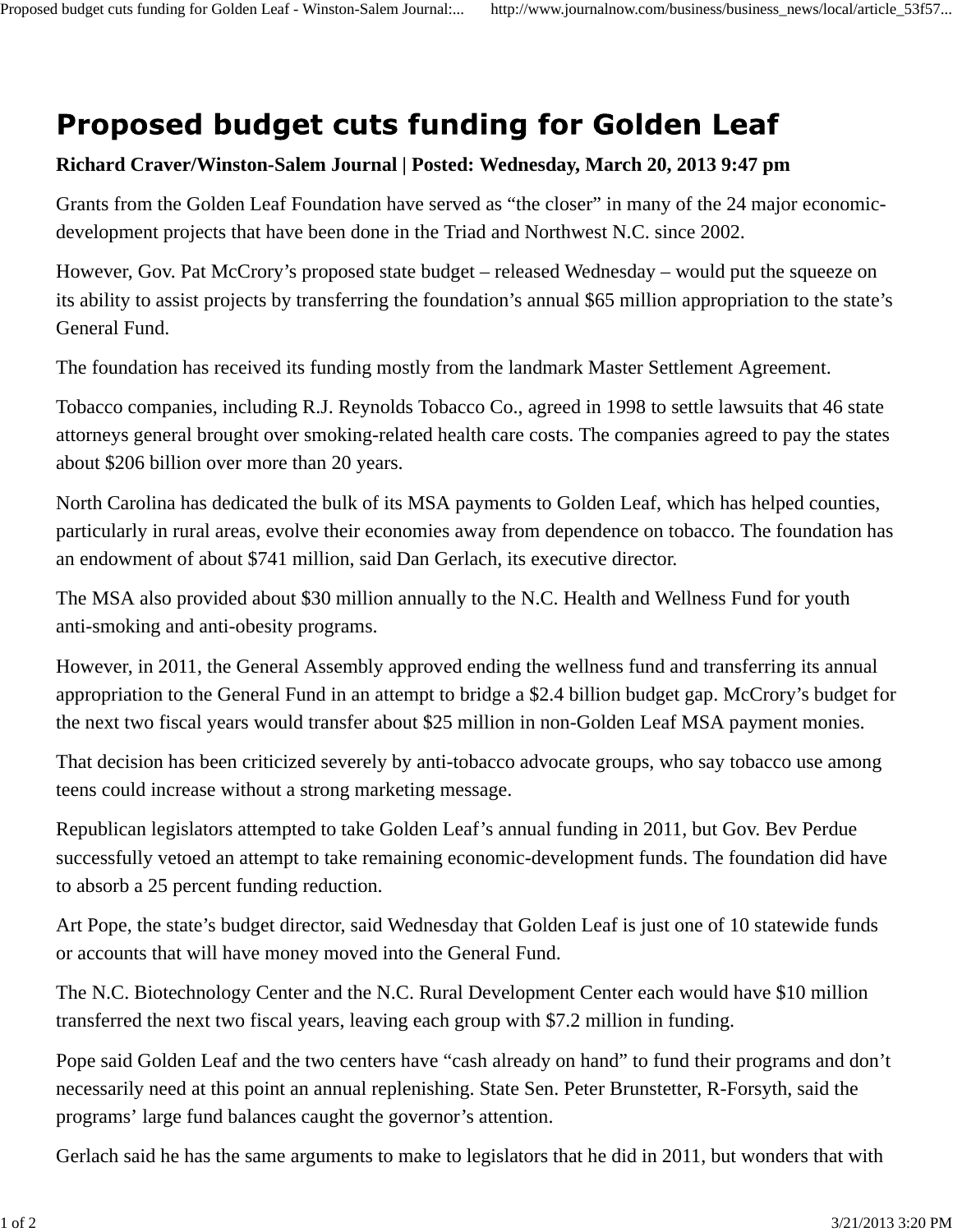# Proposed budget cuts funding for Golden Leaf

**Richard Craver/Winston-Salem Journal | Posted: Wednesday, March 20, 2013 9:47 pm**

Grants from the Golden Leaf Foundation have served as "the closer" in many of the 24 major economic-development projects that have been done in the Triad and Northwest N.C. since 2002.

However, Gov. Pat McCrory's proposed state budget – released Wednesday – would put the squeeze on its ability to assist projects by transferring the foundation's annual $65 million appropriation to the state's General Fund.

The foundation has received its funding mostly from the landmark Master Settlement Agreement.

Tobacco companies, including R.J. Reynolds Tobacco Co., agreed in 1998 to settle lawsuits that 46 state attorneys general brought over smoking-related health care costs. The companies agreed to pay the states about $206 billion over more than 20 years.

North Carolina has dedicated the bulk of its MSA payments to Golden Leaf, which has helped counties, particularly in rural areas, evolve their economies away from dependence on tobacco. The foundation has an endowment of about $741 million, said Dan Gerlach, its executive director.

The MSA also provided about $30 million annually to the N.C. Health and Wellness Fund for youth anti-smoking and anti-obesity programs.

However, in 2011, the General Assembly approved ending the wellness fund and transferring its annual appropriation to the General Fund in an attempt to bridge a $2.4 billion budget gap. McCrory's budget for the next two fiscal years would transfer about $25 million in non-Golden Leaf MSA payment monies.

That decision has been criticized severely by anti-tobacco advocate groups, who say tobacco use among teens could increase without a strong marketing message.

Republican legislators attempted to take Golden Leaf's annual funding in 2011, but Gov. Bev Perdue successfully vetoed an attempt to take remaining economic-development funds. The foundation did have to absorb a 25 percent funding reduction.

Art Pope, the state's budget director, said Wednesday that Golden Leaf is just one of 10 statewide funds or accounts that will have money moved into the General Fund.

The N.C. Biotechnology Center and the N.C. Rural Development Center each would have $10 million transferred the next two fiscal years, leaving each group with $7.2 million in funding.

Pope said Golden Leaf and the two centers have "cash already on hand" to fund their programs and don't necessarily need at this point an annual replenishing. State Sen. Peter Brunstetter, R-Forsyth, said the programs' large fund balances caught the governor's attention.

Gerlach said he has the same arguments to make to legislators that he did in 2011, but wonders that with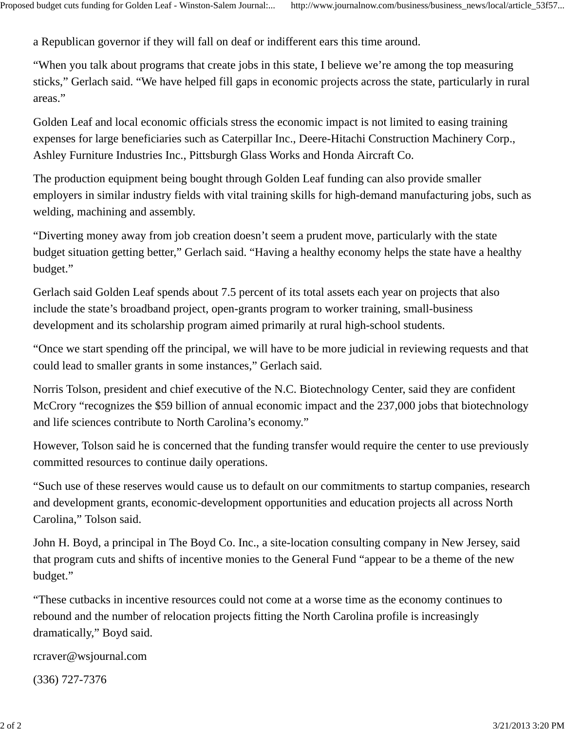a Republican governor if they will fall on deaf or indifferent ears this time around.

“When you talk about programs that create jobs in this state, I believe we’re among the top measuring sticks,” Gerlach said. “We have helped fill gaps in economic projects across the state, particularly in rural areas.”

Golden Leaf and local economic officials stress the economic impact is not limited to easing training expenses for large beneficiaries such as Caterpillar Inc., Deere-Hitachi Construction Machinery Corp., Ashley Furniture Industries Inc., Pittsburgh Glass Works and Honda Aircraft Co.

The production equipment being bought through Golden Leaf funding can also provide smaller employers in similar industry fields with vital training skills for high-demand manufacturing jobs, such as welding, machining and assembly.

“Diverting money away from job creation doesn’t seem a prudent move, particularly with the state budget situation getting better,” Gerlach said. “Having a healthy economy helps the state have a healthy budget.”

Gerlach said Golden Leaf spends about 7.5 percent of its total assets each year on projects that also include the state’s broadband project, open-grants program to worker training, small-business development and its scholarship program aimed primarily at rural high-school students.

“Once we start spending off the principal, we will have to be more judicial in reviewing requests and that could lead to smaller grants in some instances,” Gerlach said.

Norris Tolson, president and chief executive of the N.C. Biotechnology Center, said they are confident McCrory “recognizes the $59 billion of annual economic impact and the 237,000 jobs that biotechnology and life sciences contribute to North Carolina’s economy.”

However, Tolson said he is concerned that the funding transfer would require the center to use previously committed resources to continue daily operations.

“Such use of these reserves would cause us to default on our commitments to startup companies, research and development grants, economic-development opportunities and education projects all across North Carolina,” Tolson said.

John H. Boyd, a principal in The Boyd Co. Inc., a site-location consulting company in New Jersey, said that program cuts and shifts of incentive monies to the General Fund “appear to be a theme of the new budget.”

“These cutbacks in incentive resources could not come at a worse time as the economy continues to rebound and the number of relocation projects fitting the North Carolina profile is increasingly dramatically,” Boyd said.

rcraver@wsjournal.com

(336) 727-7376